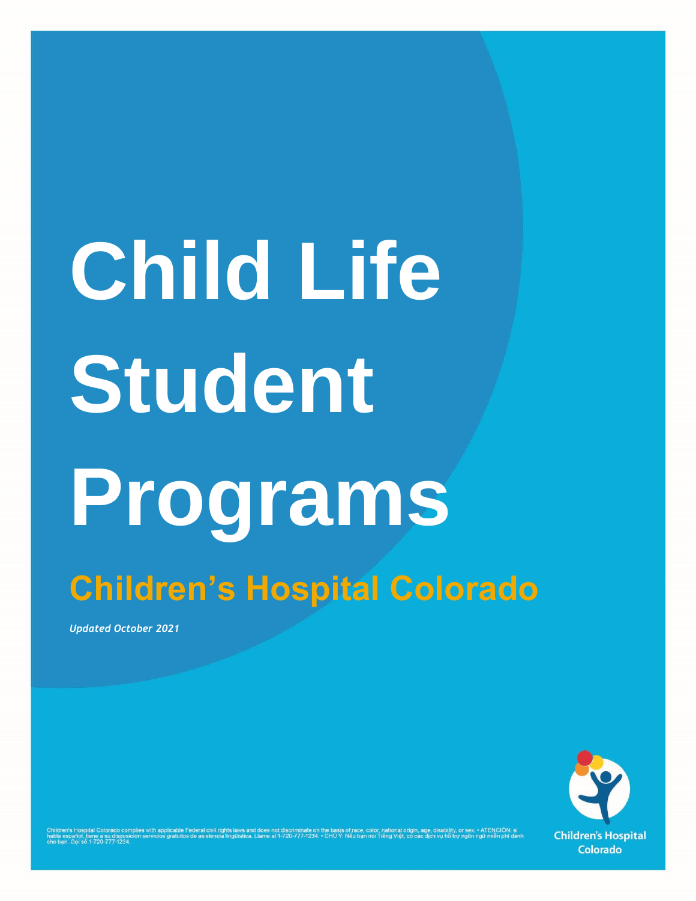# Child Life Student Programs

## Children's Hospital Colorado

*Updated October 2021*

Children's Hospital Colorado complies with applicable Federal civil rights laws and does not discriminate on the basis of race, color, national origin, age, disability, or sex. • ATENCIÓN: si habla español, tiene a su disposición servicios gratuitos de asistencia lingüística. Llame al 1-720-777-1234. • CHÚ Ý: Nếu bạn nói Tiếng Việt, có các dịch vụ hỗ trợ ngôn ngữ miễn phí dành cho bạn. Gọi số 1-720-777-1234.

Children's Hospital Colorado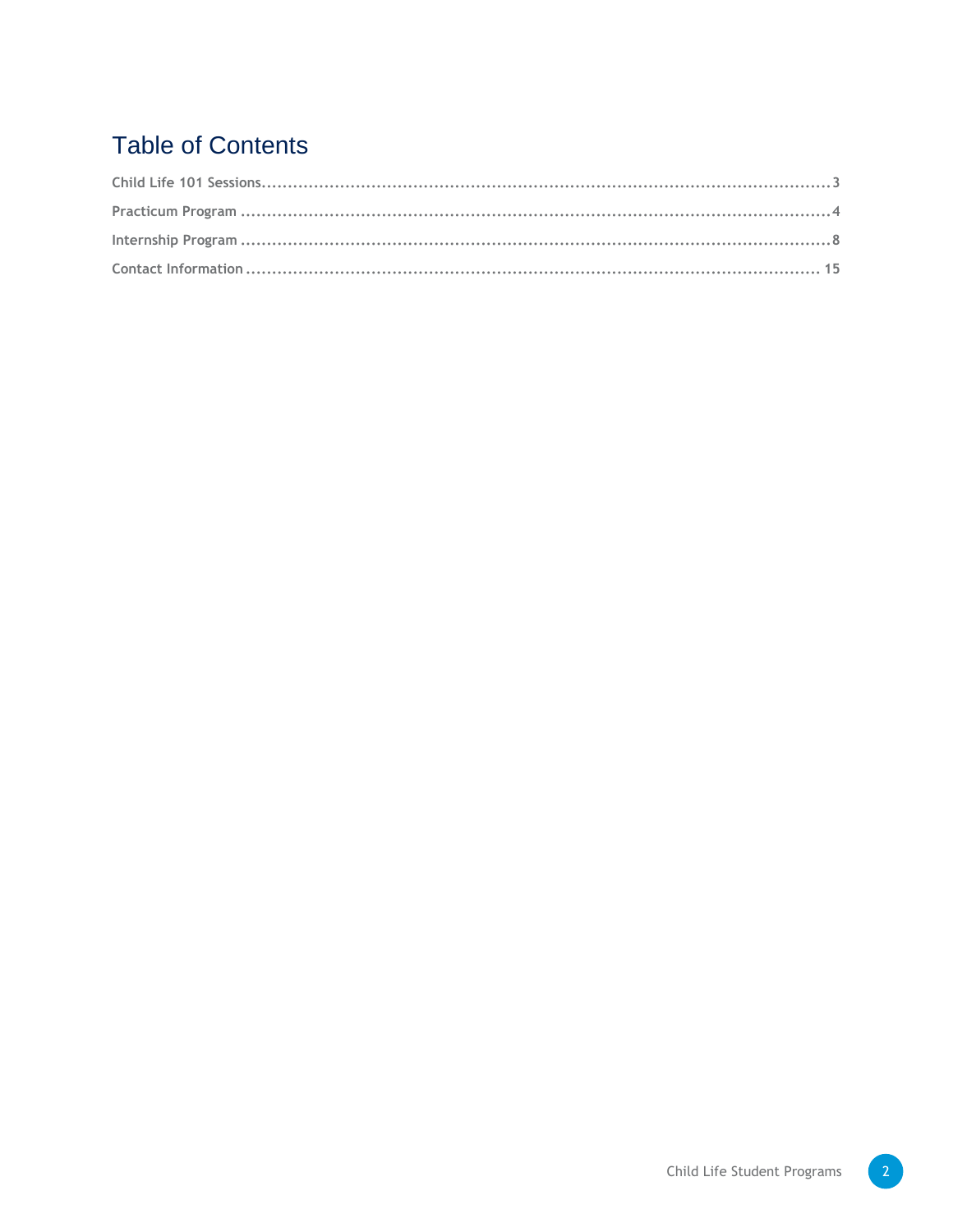# Table of Contents

Child Life 101 Sessions........................................................................................................3

Practicum Program .............................................................................................................4

Internship Program .............................................................................................................8

Contact Information ........................................................................................................... 15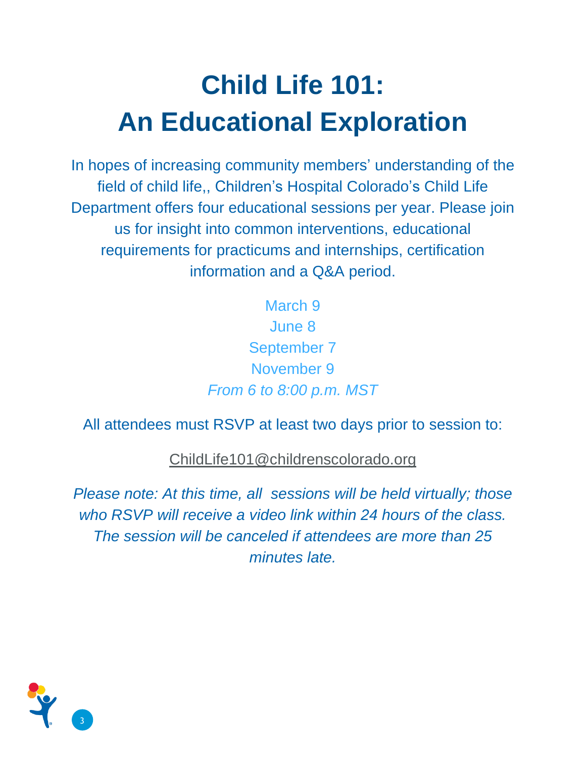# Child Life 101:
# An Educational Exploration

In hopes of increasing community members' understanding of the field of child life,, Children's Hospital Colorado's Child Life Department offers four educational sessions per year. Please join us for insight into common interventions, educational requirements for practicums and internships, certification information and a Q&A period.

March 9
June 8
September 7
November 9
*From 6 to 8:00 p.m. MST*

All attendees must RSVP at least two days prior to session to:

ChildLife101@childrenscolorado.org

*Please note: At this time, all sessions will be held virtually; those who RSVP will receive a video link within 24 hours of the class. The session will be canceled if attendees are more than 25 minutes late.*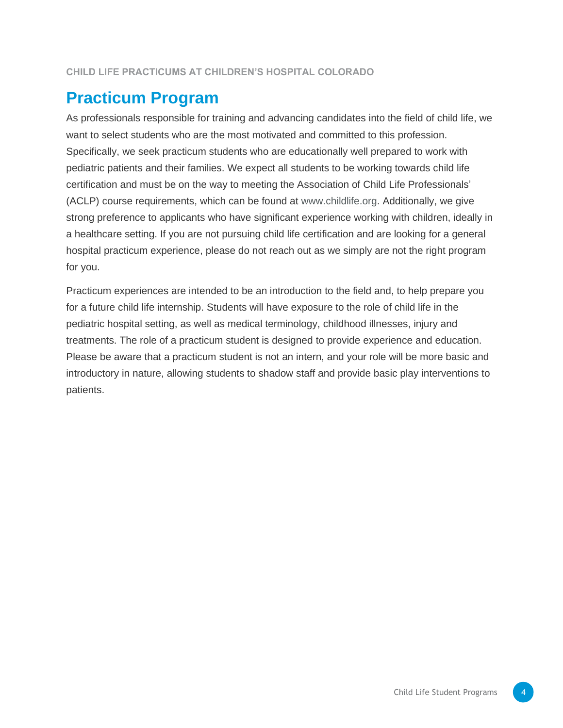CHILD LIFE PRACTICUMS AT CHILDREN'S HOSPITAL COLORADO

## Practicum Program

As professionals responsible for training and advancing candidates into the field of child life, we want to select students who are the most motivated and committed to this profession. Specifically, we seek practicum students who are educationally well prepared to work with pediatric patients and their families. We expect all students to be working towards child life certification and must be on the way to meeting the Association of Child Life Professionals' (ACLP) course requirements, which can be found at www.childlife.org. Additionally, we give strong preference to applicants who have significant experience working with children, ideally in a healthcare setting. If you are not pursuing child life certification and are looking for a general hospital practicum experience, please do not reach out as we simply are not the right program for you.

Practicum experiences are intended to be an introduction to the field and, to help prepare you for a future child life internship. Students will have exposure to the role of child life in the pediatric hospital setting, as well as medical terminology, childhood illnesses, injury and treatments. The role of a practicum student is designed to provide experience and education. Please be aware that a practicum student is not an intern, and your role will be more basic and introductory in nature, allowing students to shadow staff and provide basic play interventions to patients.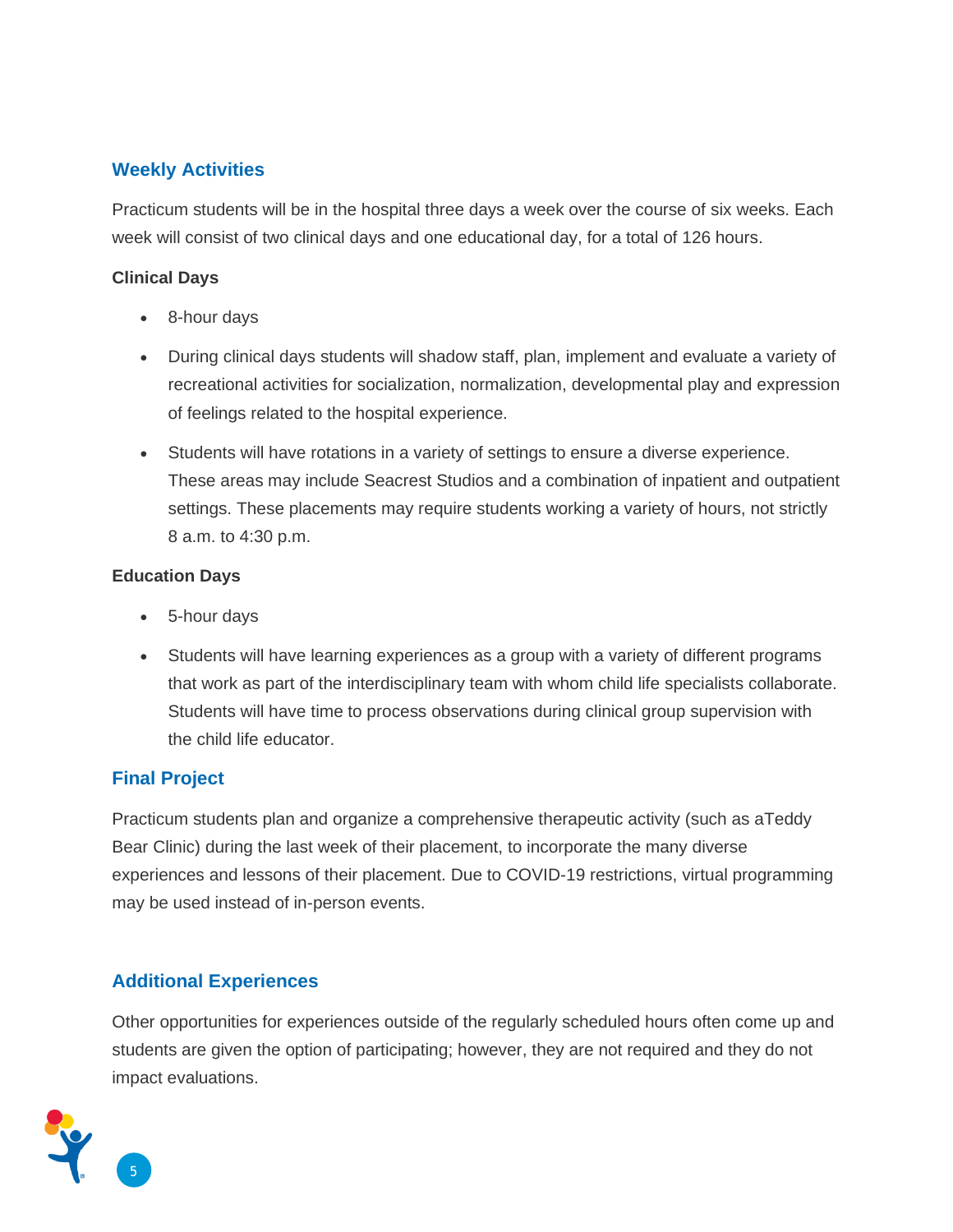## Weekly Activities

Practicum students will be in the hospital three days a week over the course of six weeks. Each week will consist of two clinical days and one educational day, for a total of 126 hours.

### Clinical Days

- 8-hour days
- During clinical days students will shadow staff, plan, implement and evaluate a variety of recreational activities for socialization, normalization, developmental play and expression of feelings related to the hospital experience.
- Students will have rotations in a variety of settings to ensure a diverse experience. These areas may include Seacrest Studios and a combination of inpatient and outpatient settings. These placements may require students working a variety of hours, not strictly 8 a.m. to 4:30 p.m.

### Education Days

- 5-hour days
- Students will have learning experiences as a group with a variety of different programs that work as part of the interdisciplinary team with whom child life specialists collaborate. Students will have time to process observations during clinical group supervision with the child life educator.

## Final Project

Practicum students plan and organize a comprehensive therapeutic activity (such as aTeddy Bear Clinic) during the last week of their placement, to incorporate the many diverse experiences and lessons of their placement. Due to COVID-19 restrictions, virtual programming may be used instead of in-person events.

## Additional Experiences

Other opportunities for experiences outside of the regularly scheduled hours often come up and students are given the option of participating; however, they are not required and they do not impact evaluations.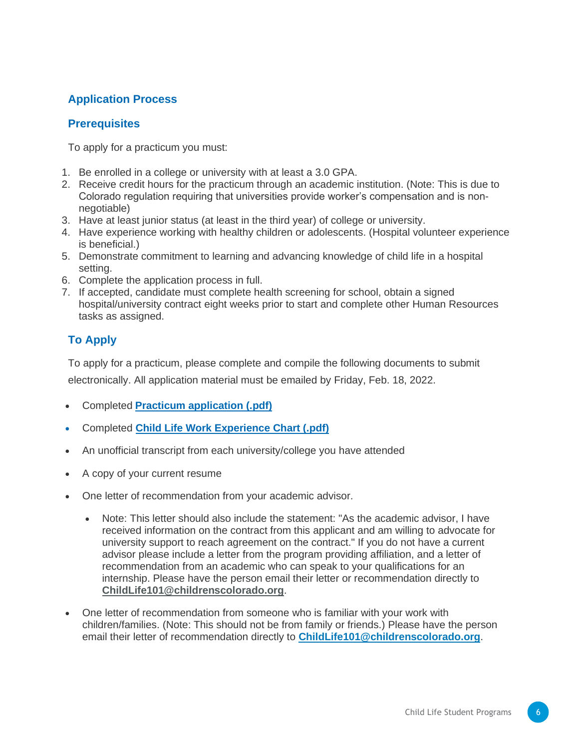## Application Process

### Prerequisites

To apply for a practicum you must:

1. Be enrolled in a college or university with at least a 3.0 GPA.
2. Receive credit hours for the practicum through an academic institution. (Note: This is due to Colorado regulation requiring that universities provide worker's compensation and is non-negotiable)
3. Have at least junior status (at least in the third year) of college or university.
4. Have experience working with healthy children or adolescents. (Hospital volunteer experience is beneficial.)
5. Demonstrate commitment to learning and advancing knowledge of child life in a hospital setting.
6. Complete the application process in full.
7. If accepted, candidate must complete health screening for school, obtain a signed hospital/university contract eight weeks prior to start and complete other Human Resources tasks as assigned.

### To Apply

To apply for a practicum, please complete and compile the following documents to submit electronically. All application material must be emailed by Friday, Feb. 18, 2022.

- Completed **Practicum application (.pdf)**
- Completed **Child Life Work Experience Chart (.pdf)**
- An unofficial transcript from each university/college you have attended
- A copy of your current resume
- One letter of recommendation from your academic advisor.
  - Note: This letter should also include the statement: "As the academic advisor, I have received information on the contract from this applicant and am willing to advocate for university support to reach agreement on the contract." If you do not have a current advisor please include a letter from the program providing affiliation, and a letter of recommendation from an academic who can speak to your qualifications for an internship. Please have the person email their letter or recommendation directly to **ChildLife101@childrenscolorado.org**.
- One letter of recommendation from someone who is familiar with your work with children/families. (Note: This should not be from family or friends.) Please have the person email their letter of recommendation directly to **ChildLife101@childrenscolorado.org**.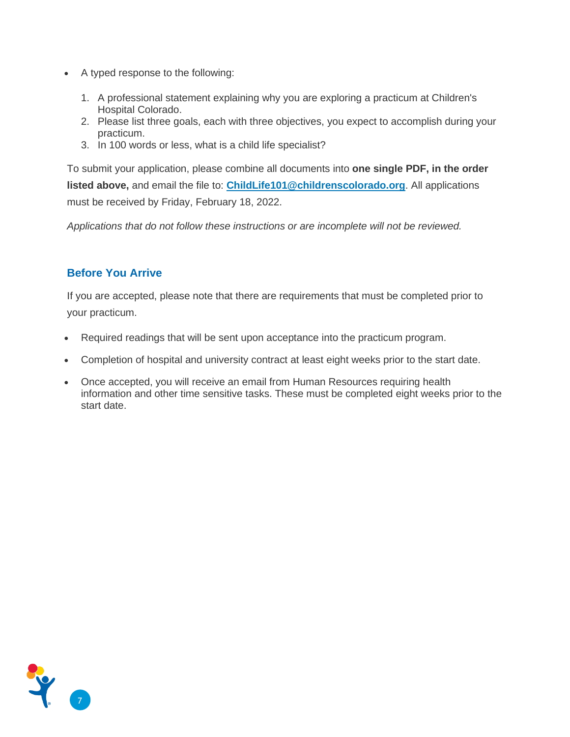- A typed response to the following:

  1. A professional statement explaining why you are exploring a practicum at Children's Hospital Colorado.
  2. Please list three goals, each with three objectives, you expect to accomplish during your practicum.
  3. In 100 words or less, what is a child life specialist?

To submit your application, please combine all documents into **one single PDF, in the order listed above,** and email the file to: **ChildLife101@childrenscolorado.org**. All applications must be received by Friday, February 18, 2022.

*Applications that do not follow these instructions or are incomplete will not be reviewed.*

## Before You Arrive

If you are accepted, please note that there are requirements that must be completed prior to your practicum.

- Required readings that will be sent upon acceptance into the practicum program.
- Completion of hospital and university contract at least eight weeks prior to the start date.
- Once accepted, you will receive an email from Human Resources requiring health information and other time sensitive tasks. These must be completed eight weeks prior to the start date.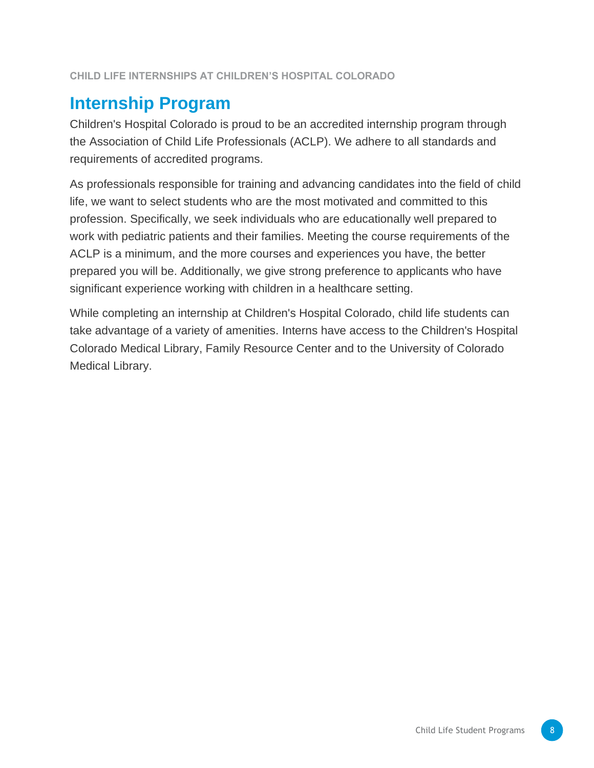## Internship Program

Children's Hospital Colorado is proud to be an accredited internship program through the Association of Child Life Professionals (ACLP). We adhere to all standards and requirements of accredited programs.

As professionals responsible for training and advancing candidates into the field of child life, we want to select students who are the most motivated and committed to this profession. Specifically, we seek individuals who are educationally well prepared to work with pediatric patients and their families. Meeting the course requirements of the ACLP is a minimum, and the more courses and experiences you have, the better prepared you will be. Additionally, we give strong preference to applicants who have significant experience working with children in a healthcare setting.

While completing an internship at Children's Hospital Colorado, child life students can take advantage of a variety of amenities. Interns have access to the Children's Hospital Colorado Medical Library, Family Resource Center and to the University of Colorado Medical Library.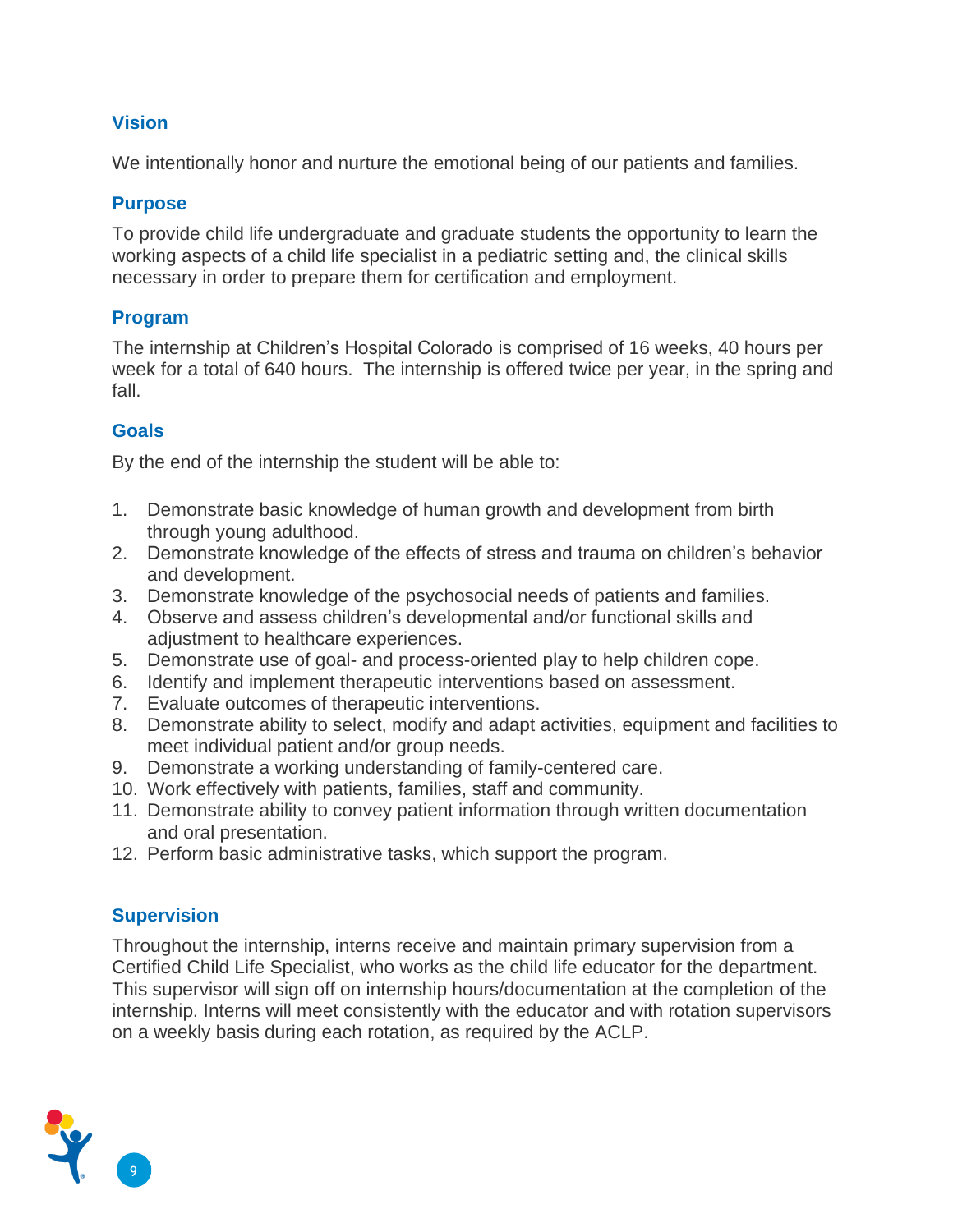## Vision

We intentionally honor and nurture the emotional being of our patients and families.

## Purpose

To provide child life undergraduate and graduate students the opportunity to learn the working aspects of a child life specialist in a pediatric setting and, the clinical skills necessary in order to prepare them for certification and employment.

## Program

The internship at Children's Hospital Colorado is comprised of 16 weeks, 40 hours per week for a total of 640 hours. The internship is offered twice per year, in the spring and fall.

## Goals

By the end of the internship the student will be able to:

1. Demonstrate basic knowledge of human growth and development from birth through young adulthood.
2. Demonstrate knowledge of the effects of stress and trauma on children's behavior and development.
3. Demonstrate knowledge of the psychosocial needs of patients and families.
4. Observe and assess children's developmental and/or functional skills and adjustment to healthcare experiences.
5. Demonstrate use of goal- and process-oriented play to help children cope.
6. Identify and implement therapeutic interventions based on assessment.
7. Evaluate outcomes of therapeutic interventions.
8. Demonstrate ability to select, modify and adapt activities, equipment and facilities to meet individual patient and/or group needs.
9. Demonstrate a working understanding of family-centered care.
10. Work effectively with patients, families, staff and community.
11. Demonstrate ability to convey patient information through written documentation and oral presentation.
12. Perform basic administrative tasks, which support the program.

## Supervision

Throughout the internship, interns receive and maintain primary supervision from a Certified Child Life Specialist, who works as the child life educator for the department. This supervisor will sign off on internship hours/documentation at the completion of the internship. Interns will meet consistently with the educator and with rotation supervisors on a weekly basis during each rotation, as required by the ACLP.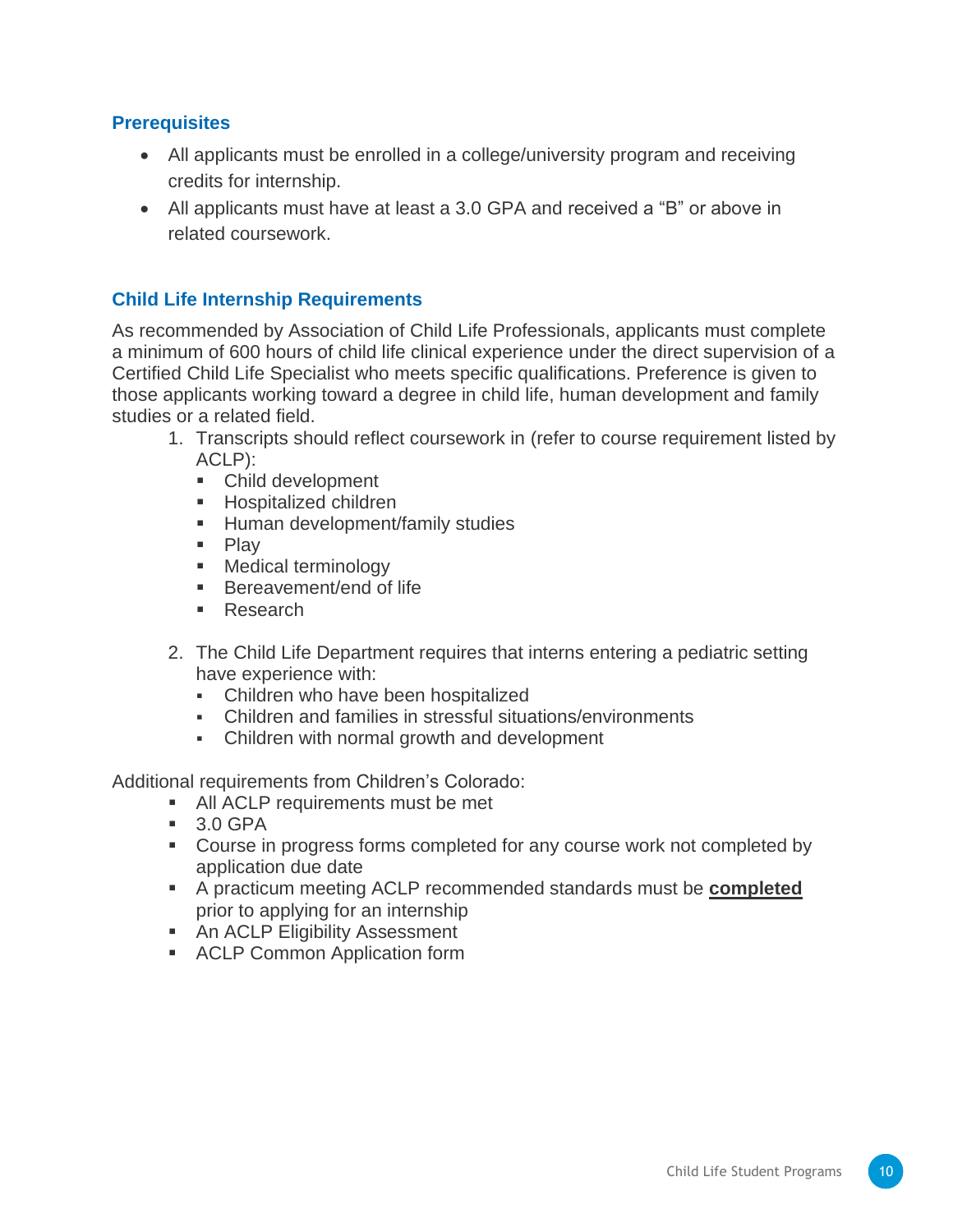### Prerequisites

- All applicants must be enrolled in a college/university program and receiving credits for internship.
- All applicants must have at least a 3.0 GPA and received a "B" or above in related coursework.

### Child Life Internship Requirements

As recommended by Association of Child Life Professionals, applicants must complete a minimum of 600 hours of child life clinical experience under the direct supervision of a Certified Child Life Specialist who meets specific qualifications. Preference is given to those applicants working toward a degree in child life, human development and family studies or a related field.

1. Transcripts should reflect coursework in (refer to course requirement listed by ACLP):
   - Child development
   - Hospitalized children
   - Human development/family studies
   - Play
   - Medical terminology
   - Bereavement/end of life
   - Research

2. The Child Life Department requires that interns entering a pediatric setting have experience with:
   - Children who have been hospitalized
   - Children and families in stressful situations/environments
   - Children with normal growth and development

Additional requirements from Children's Colorado:

- All ACLP requirements must be met
- 3.0 GPA
- Course in progress forms completed for any course work not completed by application due date
- A practicum meeting ACLP recommended standards must be **completed** prior to applying for an internship
- An ACLP Eligibility Assessment
- ACLP Common Application form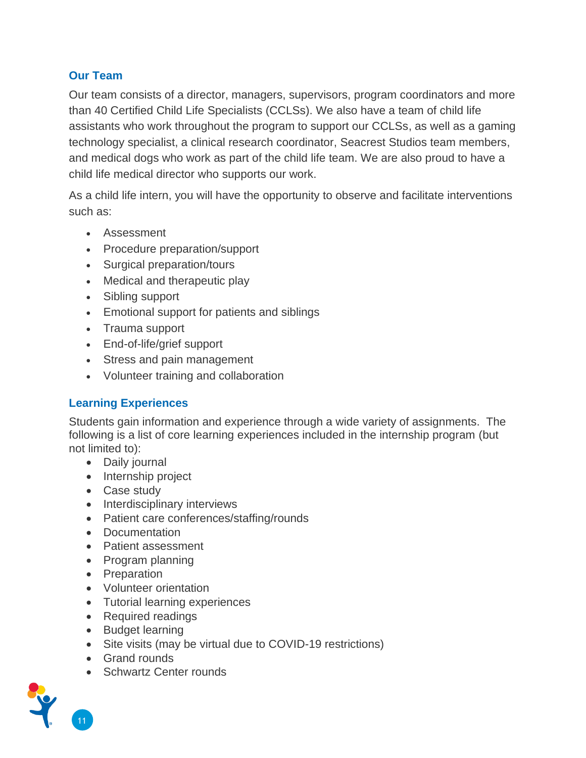## Our Team

Our team consists of a director, managers, supervisors, program coordinators and more than 40 Certified Child Life Specialists (CCLSs). We also have a team of child life assistants who work throughout the program to support our CCLSs, as well as a gaming technology specialist, a clinical research coordinator, Seacrest Studios team members, and medical dogs who work as part of the child life team. We are also proud to have a child life medical director who supports our work.

As a child life intern, you will have the opportunity to observe and facilitate interventions such as:

- Assessment
- Procedure preparation/support
- Surgical preparation/tours
- Medical and therapeutic play
- Sibling support
- Emotional support for patients and siblings
- Trauma support
- End-of-life/grief support
- Stress and pain management
- Volunteer training and collaboration

## Learning Experiences

Students gain information and experience through a wide variety of assignments. The following is a list of core learning experiences included in the internship program (but not limited to):

- Daily journal
- Internship project
- Case study
- Interdisciplinary interviews
- Patient care conferences/staffing/rounds
- Documentation
- Patient assessment
- Program planning
- Preparation
- Volunteer orientation
- Tutorial learning experiences
- Required readings
- Budget learning
- Site visits (may be virtual due to COVID-19 restrictions)
- Grand rounds
- Schwartz Center rounds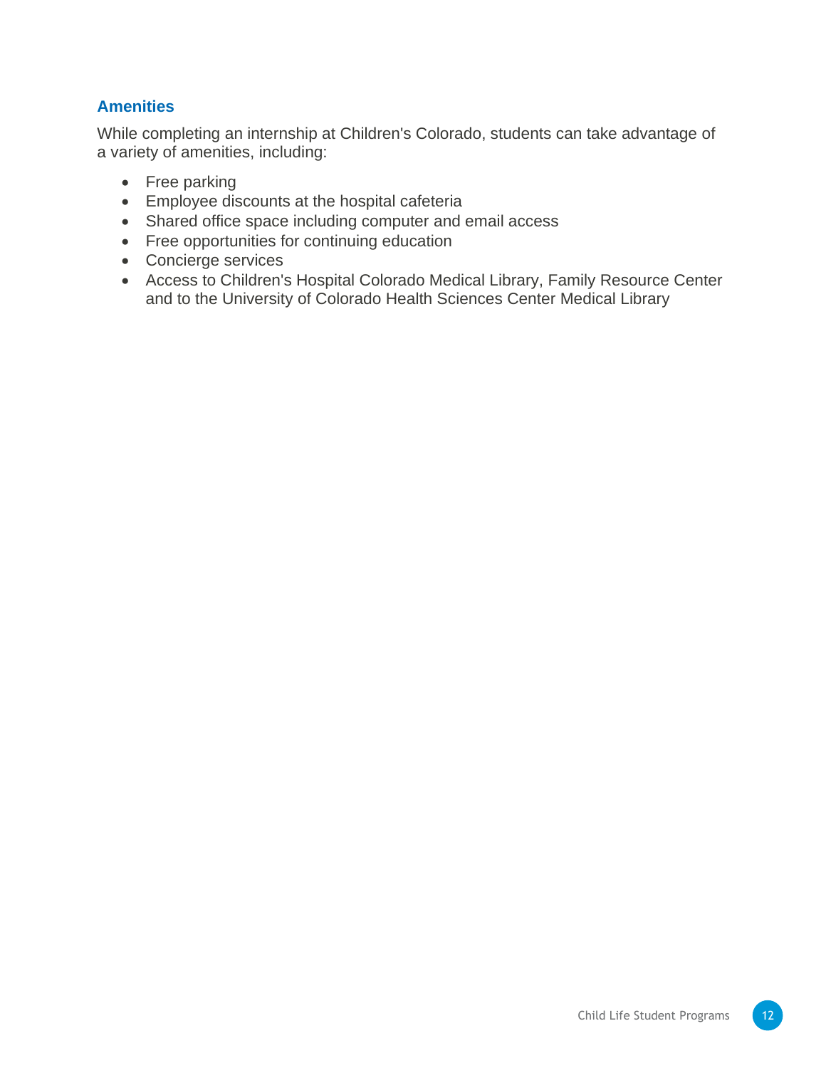### Amenities

While completing an internship at Children's Colorado, students can take advantage of a variety of amenities, including:

- Free parking
- Employee discounts at the hospital cafeteria
- Shared office space including computer and email access
- Free opportunities for continuing education
- Concierge services
- Access to Children's Hospital Colorado Medical Library, Family Resource Center and to the University of Colorado Health Sciences Center Medical Library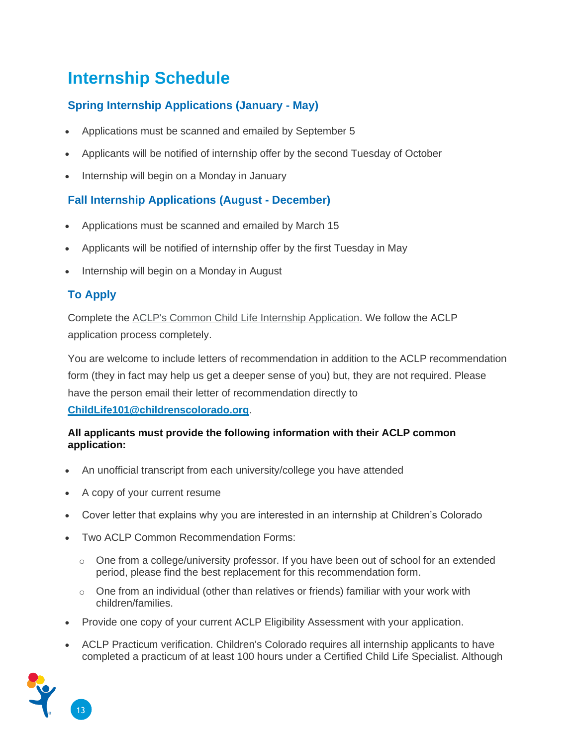## Internship Schedule

### Spring Internship Applications (January - May)

- Applications must be scanned and emailed by September 5
- Applicants will be notified of internship offer by the second Tuesday of October
- Internship will begin on a Monday in January

### Fall Internship Applications (August - December)

- Applications must be scanned and emailed by March 15
- Applicants will be notified of internship offer by the first Tuesday in May
- Internship will begin on a Monday in August

### To Apply

Complete the [ACLP's Common Child Life Internship Application](). We follow the ACLP application process completely.

You are welcome to include letters of recommendation in addition to the ACLP recommendation form (they in fact may help us get a deeper sense of you) but, they are not required. Please have the person email their letter of recommendation directly to **ChildLife101@childrenscolorado.org**.

**All applicants must provide the following information with their ACLP common application:**

- An unofficial transcript from each university/college you have attended
- A copy of your current resume
- Cover letter that explains why you are interested in an internship at Children's Colorado
- Two ACLP Common Recommendation Forms:
  - One from a college/university professor. If you have been out of school for an extended period, please find the best replacement for this recommendation form.
  - One from an individual (other than relatives or friends) familiar with your work with children/families.
- Provide one copy of your current ACLP Eligibility Assessment with your application.
- ACLP Practicum verification. Children's Colorado requires all internship applicants to have completed a practicum of at least 100 hours under a Certified Child Life Specialist. Although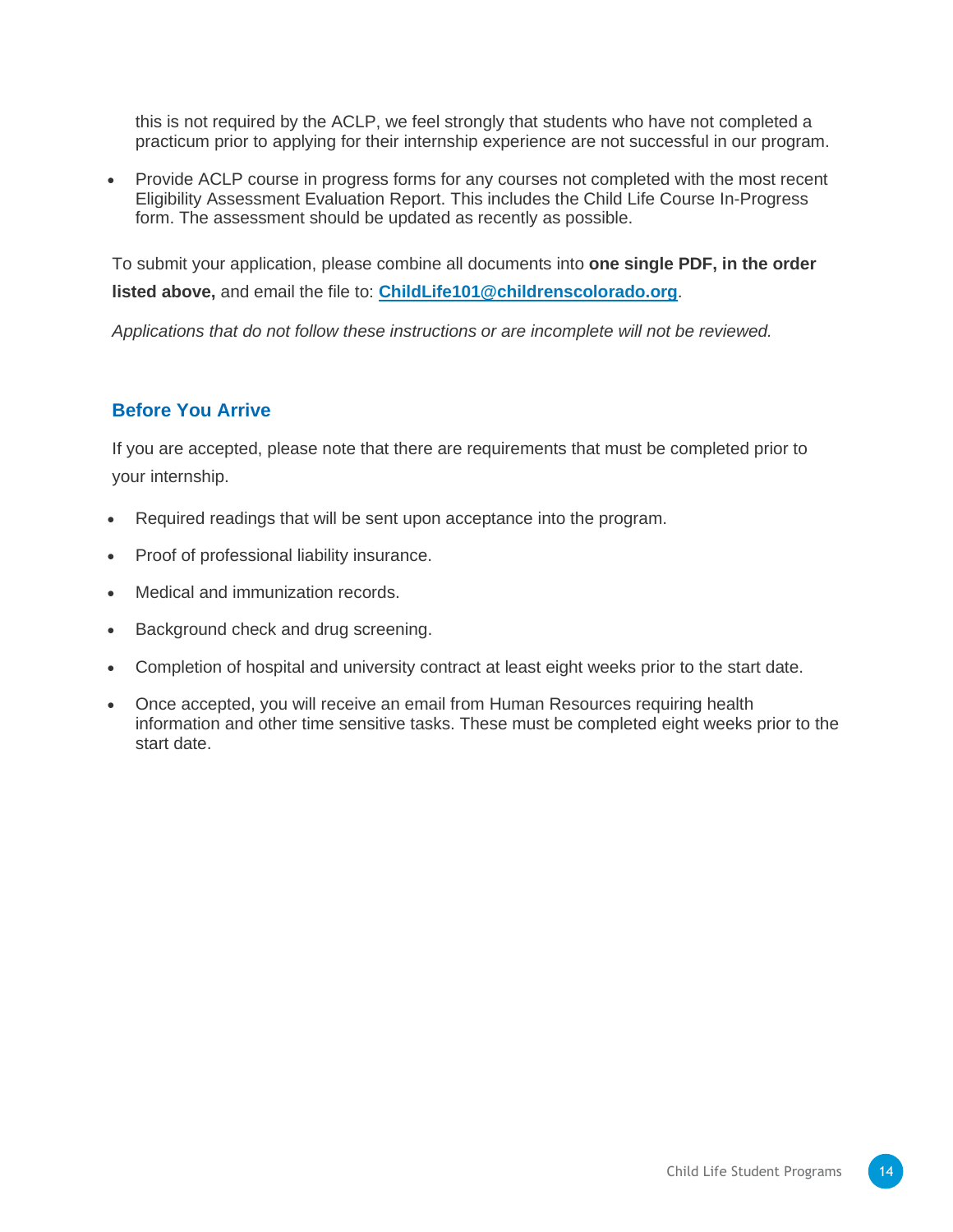this is not required by the ACLP, we feel strongly that students who have not completed a practicum prior to applying for their internship experience are not successful in our program.

- Provide ACLP course in progress forms for any courses not completed with the most recent Eligibility Assessment Evaluation Report. This includes the Child Life Course In-Progress form. The assessment should be updated as recently as possible.

To submit your application, please combine all documents into **one single PDF, in the order listed above,** and email the file to: **ChildLife101@childrenscolorado.org**.

*Applications that do not follow these instructions or are incomplete will not be reviewed.*

## Before You Arrive

If you are accepted, please note that there are requirements that must be completed prior to your internship.

- Required readings that will be sent upon acceptance into the program.
- Proof of professional liability insurance.
- Medical and immunization records.
- Background check and drug screening.
- Completion of hospital and university contract at least eight weeks prior to the start date.
- Once accepted, you will receive an email from Human Resources requiring health information and other time sensitive tasks. These must be completed eight weeks prior to the start date.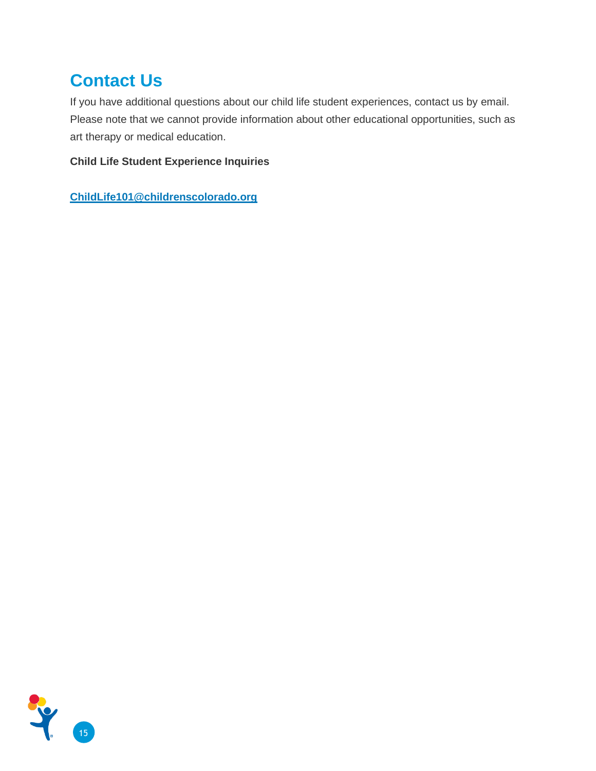## Contact Us

If you have additional questions about our child life student experiences, contact us by email. Please note that we cannot provide information about other educational opportunities, such as art therapy or medical education.

**Child Life Student Experience Inquiries**

[ChildLife101@childrenscolorado.org](mailto:ChildLife101@childrenscolorado.org)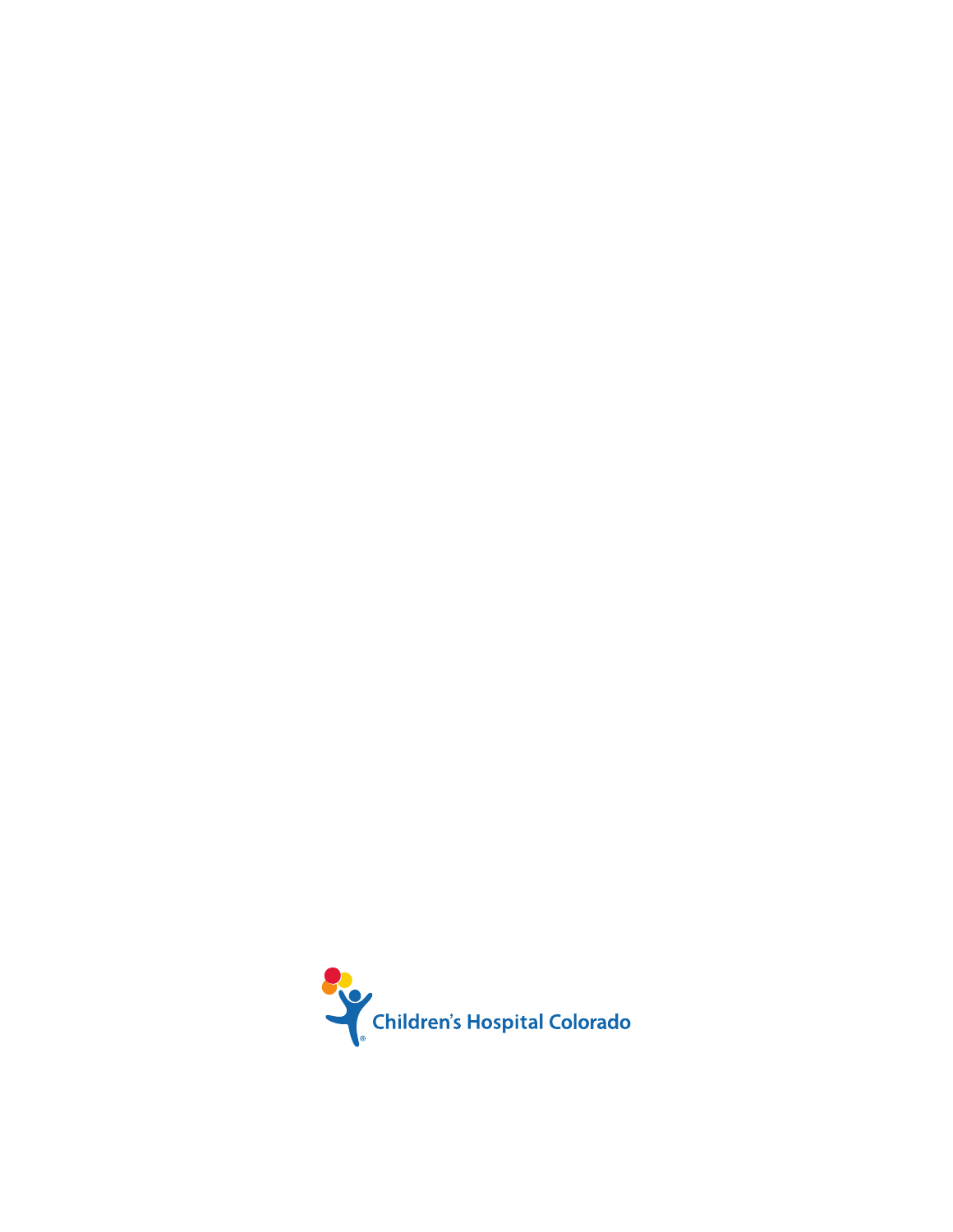Children's Hospital Colorado